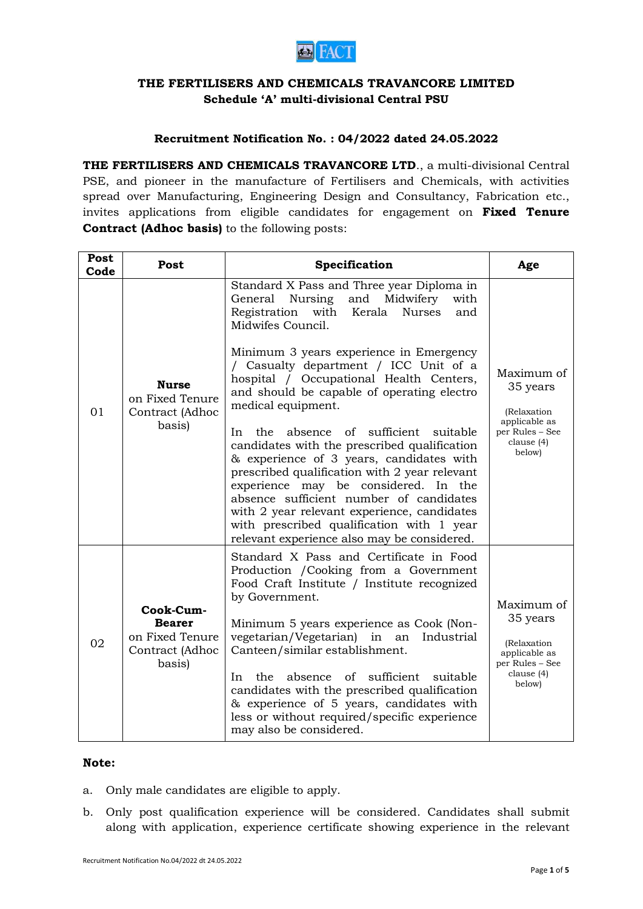## THE FERTILISERS AND CHEMICALS TRAVANCORE LIMITED

**Schedule 'A' multi-divisional Central PSU**

### Recruitment Notification No. : 04/2022 dated 24.05.2022

**THE FERTILISERS AND CHEMICALS TRAVANCORE LTD**., a multi-divisional Central PSE, and pioneer in the manufacture of Fertilisers and Chemicals, with activities spread over Manufacturing, Engineering Design and Consultancy, Fabrication etc., invites applications from eligible candidates for engagement on **Fixed Tenure Contract (Adhoc basis)** to the following posts:

| Post Code | Post | Specification | Age |
|---|---|---|---|
| 01 | **Nurse** on Fixed Tenure Contract (Adhoc basis) | Standard X Pass and Three year Diploma in General Nursing and Midwifery with Registration with Kerala Nurses and Midwifes Council.<br><br>Minimum 3 years experience in Emergency / Casualty department / ICC Unit of a hospital / Occupational Health Centers, and should be capable of operating electro medical equipment.<br><br>In the absence of sufficient suitable candidates with the prescribed qualification & experience of 3 years, candidates with prescribed qualification with 2 year relevant experience may be considered. In the absence sufficient number of candidates with 2 year relevant experience, candidates with prescribed qualification with 1 year relevant experience also may be considered. | Maximum of 35 years<br><br>(Relaxation applicable as per Rules – See clause (4) below) |
| 02 | **Cook-Cum-Bearer** on Fixed Tenure Contract (Adhoc basis) | Standard X Pass and Certificate in Food Production /Cooking from a Government Food Craft Institute / Institute recognized by Government.<br><br>Minimum 5 years experience as Cook (Non-vegetarian/Vegetarian) in an Industrial Canteen/similar establishment.<br><br>In the absence of sufficient suitable candidates with the prescribed qualification & experience of 5 years, candidates with less or without required/specific experience may also be considered. | Maximum of 35 years<br><br>(Relaxation applicable as per Rules – See clause (4) below) |

**Note:**

a. Only male candidates are eligible to apply.

b. Only post qualification experience will be considered. Candidates shall submit along with application, experience certificate showing experience in the relevant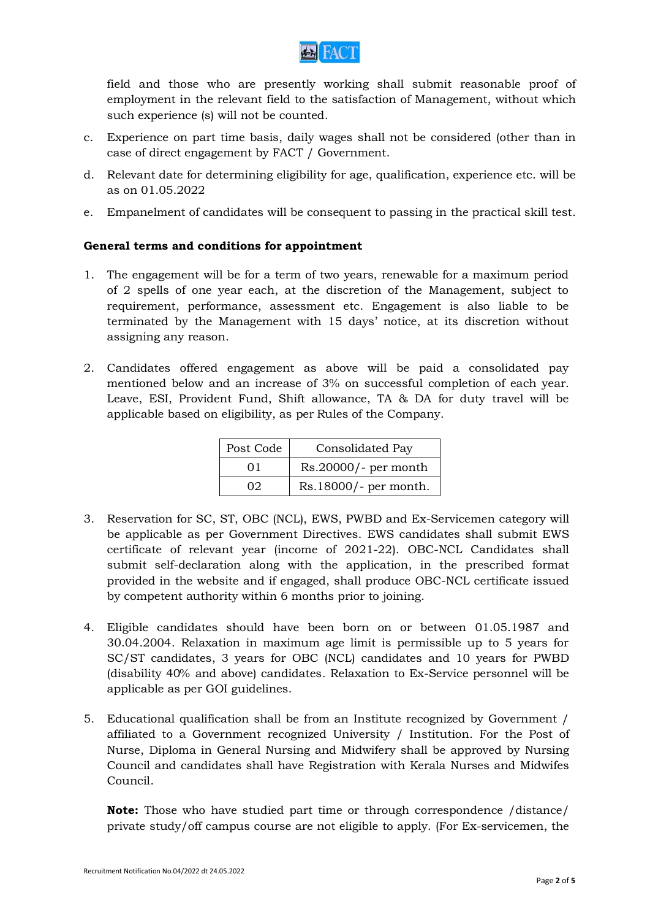field and those who are presently working shall submit reasonable proof of employment in the relevant field to the satisfaction of Management, without which such experience (s) will not be counted.

c. Experience on part time basis, daily wages shall not be considered (other than in case of direct engagement by FACT / Government.

d. Relevant date for determining eligibility for age, qualification, experience etc. will be as on 01.05.2022

e. Empanelment of candidates will be consequent to passing in the practical skill test.

**General terms and conditions for appointment**

1. The engagement will be for a term of two years, renewable for a maximum period of 2 spells of one year each, at the discretion of the Management, subject to requirement, performance, assessment etc. Engagement is also liable to be terminated by the Management with 15 days' notice, at its discretion without assigning any reason.

2. Candidates offered engagement as above will be paid a consolidated pay mentioned below and an increase of 3% on successful completion of each year. Leave, ESI, Provident Fund, Shift allowance, TA & DA for duty travel will be applicable based on eligibility, as per Rules of the Company.

| Post Code | Consolidated Pay |
|---|---|
| 01 | Rs.20000/- per month |
| 02 | Rs.18000/- per month. |

3. Reservation for SC, ST, OBC (NCL), EWS, PWBD and Ex-Servicemen category will be applicable as per Government Directives. EWS candidates shall submit EWS certificate of relevant year (income of 2021-22). OBC-NCL Candidates shall submit self-declaration along with the application, in the prescribed format provided in the website and if engaged, shall produce OBC-NCL certificate issued by competent authority within 6 months prior to joining.

4. Eligible candidates should have been born on or between 01.05.1987 and 30.04.2004. Relaxation in maximum age limit is permissible up to 5 years for SC/ST candidates, 3 years for OBC (NCL) candidates and 10 years for PWBD (disability 40% and above) candidates. Relaxation to Ex-Service personnel will be applicable as per GOI guidelines.

5. Educational qualification shall be from an Institute recognized by Government / affiliated to a Government recognized University / Institution. For the Post of Nurse, Diploma in General Nursing and Midwifery shall be approved by Nursing Council and candidates shall have Registration with Kerala Nurses and Midwifes Council.

   **Note:** Those who have studied part time or through correspondence /distance/ private study/off campus course are not eligible to apply. (For Ex-servicemen, the

Recruitment Notification No.04/2022 dt 24.05.2022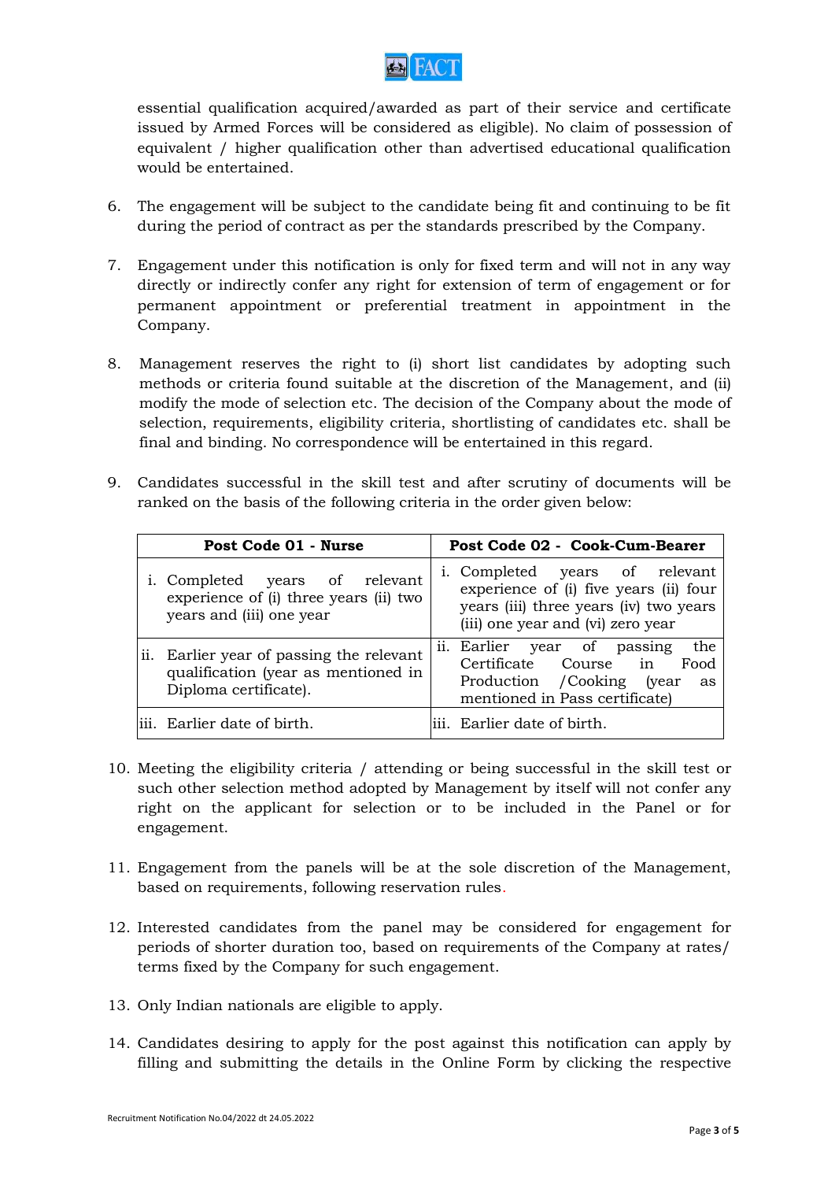essential qualification acquired/awarded as part of their service and certificate issued by Armed Forces will be considered as eligible). No claim of possession of equivalent / higher qualification other than advertised educational qualification would be entertained.

6. The engagement will be subject to the candidate being fit and continuing to be fit during the period of contract as per the standards prescribed by the Company.

7. Engagement under this notification is only for fixed term and will not in any way directly or indirectly confer any right for extension of term of engagement or for permanent appointment or preferential treatment in appointment in the Company.

8. Management reserves the right to (i) short list candidates by adopting such methods or criteria found suitable at the discretion of the Management, and (ii) modify the mode of selection etc. The decision of the Company about the mode of selection, requirements, eligibility criteria, shortlisting of candidates etc. shall be final and binding. No correspondence will be entertained in this regard.

9. Candidates successful in the skill test and after scrutiny of documents will be ranked on the basis of the following criteria in the order given below:

| Post Code 01 - Nurse | Post Code 02 - Cook-Cum-Bearer |
|---|---|
| i. Completed years of relevant experience of (i) three years (ii) two years and (iii) one year | i. Completed years of relevant experience of (i) five years (ii) four years (iii) three years (iv) two years (iii) one year and (vi) zero year |
| ii. Earlier year of passing the relevant qualification (year as mentioned in Diploma certificate). | ii. Earlier year of passing the Certificate Course in Food Production /Cooking (year as mentioned in Pass certificate) |
| iii. Earlier date of birth. | iii. Earlier date of birth. |

10. Meeting the eligibility criteria / attending or being successful in the skill test or such other selection method adopted by Management by itself will not confer any right on the applicant for selection or to be included in the Panel or for engagement.

11. Engagement from the panels will be at the sole discretion of the Management, based on requirements, following reservation rules.

12. Interested candidates from the panel may be considered for engagement for periods of shorter duration too, based on requirements of the Company at rates/ terms fixed by the Company for such engagement.

13. Only Indian nationals are eligible to apply.

14. Candidates desiring to apply for the post against this notification can apply by filling and submitting the details in the Online Form by clicking the respective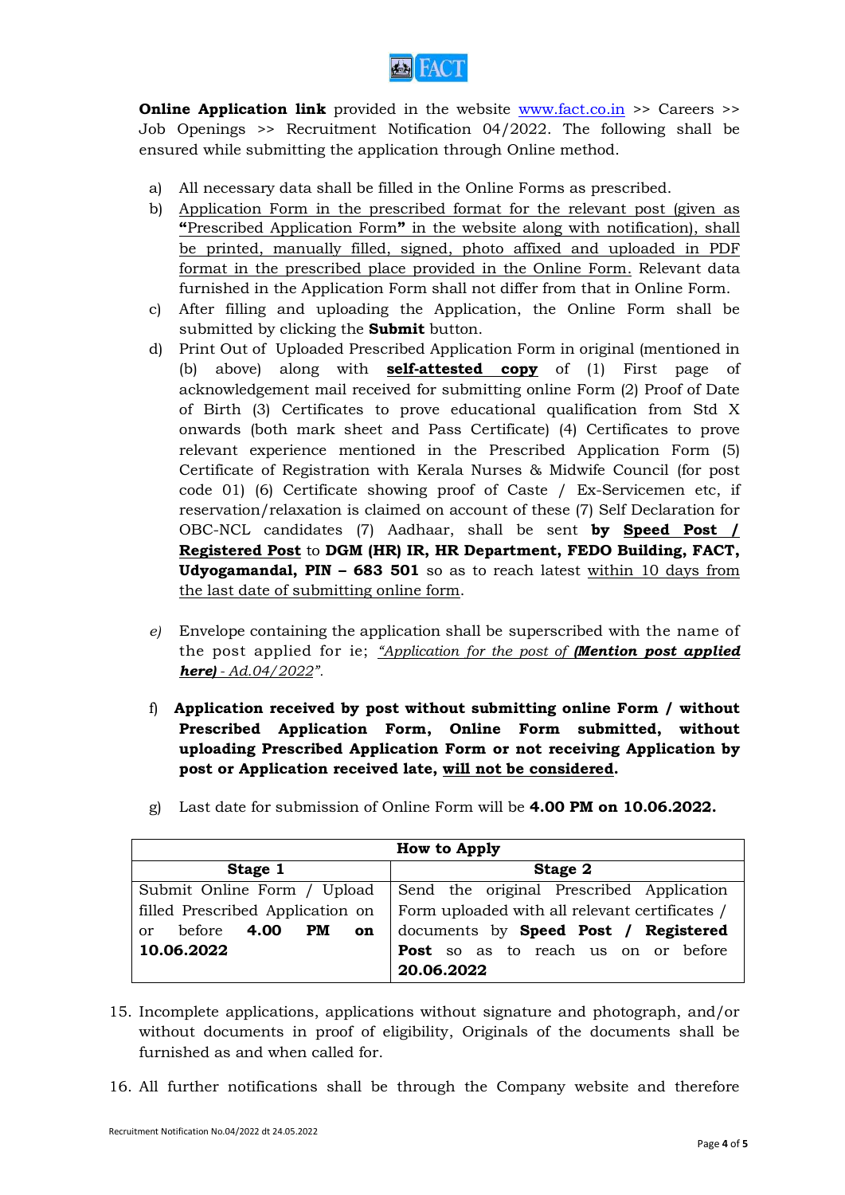**Online Application link** provided in the website www.fact.co.in >> Careers >> Job Openings >> Recruitment Notification 04/2022. The following shall be ensured while submitting the application through Online method.

a) All necessary data shall be filled in the Online Forms as prescribed.

b) Application Form in the prescribed format for the relevant post (given as **"**Prescribed Application Form**"** in the website along with notification), shall be printed, manually filled, signed, photo affixed and uploaded in PDF format in the prescribed place provided in the Online Form. Relevant data furnished in the Application Form shall not differ from that in Online Form.

c) After filling and uploading the Application, the Online Form shall be submitted by clicking the **Submit** button.

d) Print Out of Uploaded Prescribed Application Form in original (mentioned in (b) above) along with **self-attested copy** of (1) First page of acknowledgement mail received for submitting online Form (2) Proof of Date of Birth (3) Certificates to prove educational qualification from Std X onwards (both mark sheet and Pass Certificate) (4) Certificates to prove relevant experience mentioned in the Prescribed Application Form (5) Certificate of Registration with Kerala Nurses & Midwife Council (for post code 01) (6) Certificate showing proof of Caste / Ex-Servicemen etc, if reservation/relaxation is claimed on account of these (7) Self Declaration for OBC-NCL candidates (7) Aadhaar, shall be sent **by Speed Post / Registered Post** to **DGM (HR) IR, HR Department, FEDO Building, FACT, Udyogamandal, PIN – 683 501** so as to reach latest within 10 days from the last date of submitting online form.

*e)* Envelope containing the application shall be superscribed with the name of the post applied for ie; *"Application for the post of **(Mention post applied here)** - Ad.04/2022"*.

f) **Application received by post without submitting online Form / without Prescribed Application Form, Online Form submitted, without uploading Prescribed Application Form or not receiving Application by post or Application received late, will not be considered.**

g) Last date for submission of Online Form will be **4.00 PM on 10.06.2022.**

| **How to Apply** | |
|---|---|
| **Stage 1** | **Stage 2** |
| Submit Online Form / Upload filled Prescribed Application on or before **4.00 PM on 10.06.2022** | Send the original Prescribed Application Form uploaded with all relevant certificates / documents by **Speed Post / Registered Post** so as to reach us on or before **20.06.2022** |

15. Incomplete applications, applications without signature and photograph, and/or without documents in proof of eligibility, Originals of the documents shall be furnished as and when called for.

16. All further notifications shall be through the Company website and therefore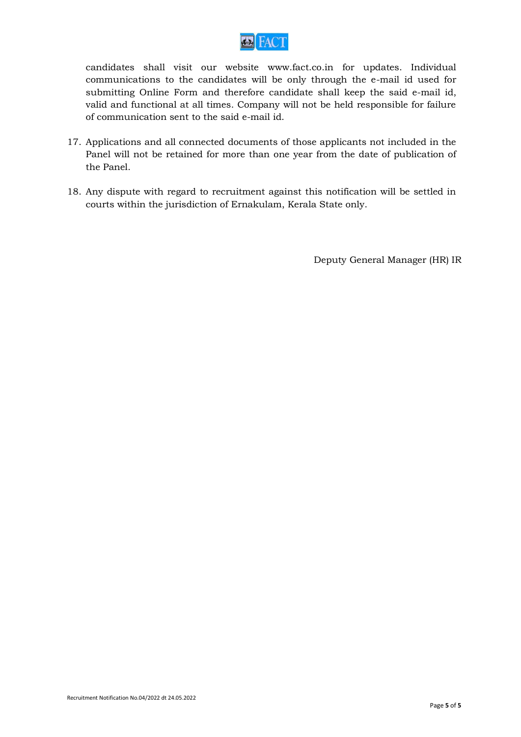candidates shall visit our website www.fact.co.in for updates. Individual communications to the candidates will be only through the e-mail id used for submitting Online Form and therefore candidate shall keep the said e-mail id, valid and functional at all times. Company will not be held responsible for failure of communication sent to the said e-mail id.

17. Applications and all connected documents of those applicants not included in the Panel will not be retained for more than one year from the date of publication of the Panel.

18. Any dispute with regard to recruitment against this notification will be settled in courts within the jurisdiction of Ernakulam, Kerala State only.

Deputy General Manager (HR) IR